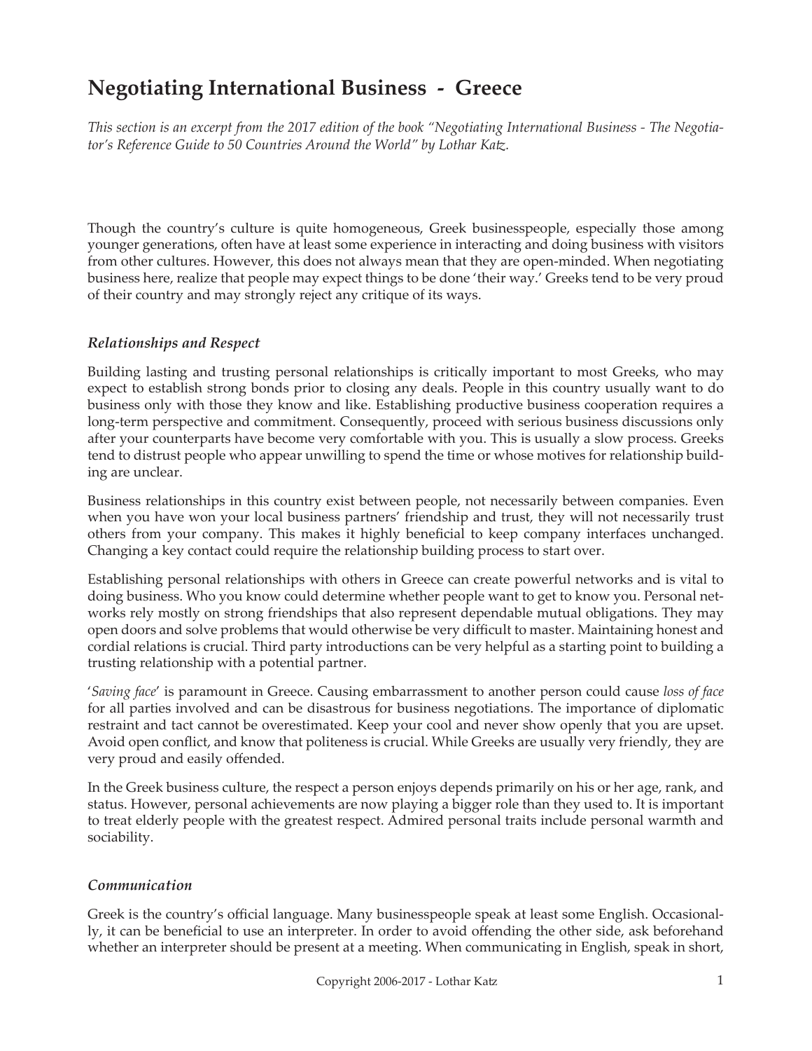# Negotiating International Business - Greece

*This section is an excerpt from the 2017 edition of the book "Negotiating International Business - The Negotiator's Reference Guide to 50 Countries Around the World" by Lothar Katz.*

Though the country's culture is quite homogeneous, Greek businesspeople, especially those among younger generations, often have at least some experience in interacting and doing business with visitors from other cultures. However, this does not always mean that they are open-minded. When negotiating business here, realize that people may expect things to be done 'their way.' Greeks tend to be very proud of their country and may strongly reject any critique of its ways.

### *Relationships and Respect*

Building lasting and trusting personal relationships is critically important to most Greeks, who may expect to establish strong bonds prior to closing any deals. People in this country usually want to do business only with those they know and like. Establishing productive business cooperation requires a long-term perspective and commitment. Consequently, proceed with serious business discussions only after your counterparts have become very comfortable with you. This is usually a slow process. Greeks tend to distrust people who appear unwilling to spend the time or whose motives for relationship building are unclear.

Business relationships in this country exist between people, not necessarily between companies. Even when you have won your local business partners' friendship and trust, they will not necessarily trust others from your company. This makes it highly beneficial to keep company interfaces unchanged. Changing a key contact could require the relationship building process to start over.

Establishing personal relationships with others in Greece can create powerful networks and is vital to doing business. Who you know could determine whether people want to get to know you. Personal networks rely mostly on strong friendships that also represent dependable mutual obligations. They may open doors and solve problems that would otherwise be very difficult to master. Maintaining honest and cordial relations is crucial. Third party introductions can be very helpful as a starting point to building a trusting relationship with a potential partner.

'*Saving face*' is paramount in Greece. Causing embarrassment to another person could cause *loss of face* for all parties involved and can be disastrous for business negotiations. The importance of diplomatic restraint and tact cannot be overestimated. Keep your cool and never show openly that you are upset. Avoid open conflict, and know that politeness is crucial. While Greeks are usually very friendly, they are very proud and easily offended.

In the Greek business culture, the respect a person enjoys depends primarily on his or her age, rank, and status. However, personal achievements are now playing a bigger role than they used to. It is important to treat elderly people with the greatest respect. Admired personal traits include personal warmth and sociability.

### *Communication*

Greek is the country's official language. Many businesspeople speak at least some English. Occasionally, it can be beneficial to use an interpreter. In order to avoid offending the other side, ask beforehand whether an interpreter should be present at a meeting. When communicating in English, speak in short,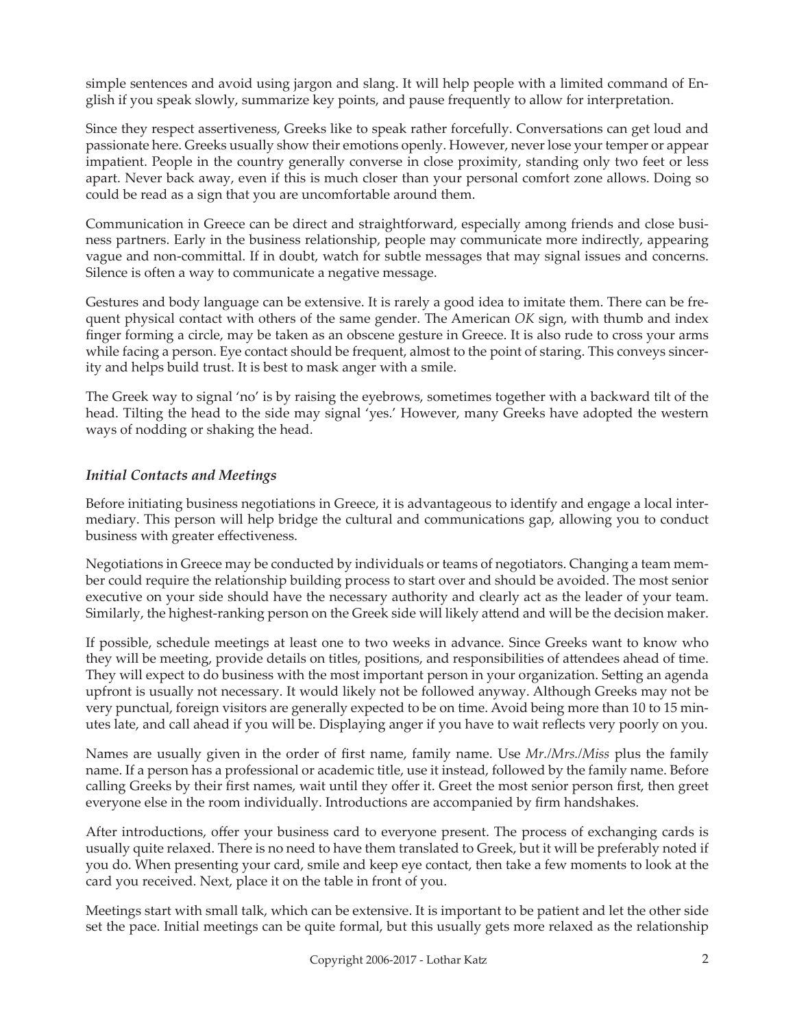simple sentences and avoid using jargon and slang. It will help people with a limited command of English if you speak slowly, summarize key points, and pause frequently to allow for interpretation.

Since they respect assertiveness, Greeks like to speak rather forcefully. Conversations can get loud and passionate here. Greeks usually show their emotions openly. However, never lose your temper or appear impatient. People in the country generally converse in close proximity, standing only two feet or less apart. Never back away, even if this is much closer than your personal comfort zone allows. Doing so could be read as a sign that you are uncomfortable around them.

Communication in Greece can be direct and straightforward, especially among friends and close business partners. Early in the business relationship, people may communicate more indirectly, appearing vague and non-committal. If in doubt, watch for subtle messages that may signal issues and concerns. Silence is often a way to communicate a negative message.

Gestures and body language can be extensive. It is rarely a good idea to imitate them. There can be frequent physical contact with others of the same gender. The American *OK* sign, with thumb and index finger forming a circle, may be taken as an obscene gesture in Greece. It is also rude to cross your arms while facing a person. Eye contact should be frequent, almost to the point of staring. This conveys sincerity and helps build trust. It is best to mask anger with a smile.

The Greek way to signal 'no' is by raising the eyebrows, sometimes together with a backward tilt of the head. Tilting the head to the side may signal 'yes.' However, many Greeks have adopted the western ways of nodding or shaking the head.

### *Initial Contacts and Meetings*

Before initiating business negotiations in Greece, it is advantageous to identify and engage a local intermediary. This person will help bridge the cultural and communications gap, allowing you to conduct business with greater effectiveness.

Negotiations in Greece may be conducted by individuals or teams of negotiators. Changing a team member could require the relationship building process to start over and should be avoided. The most senior executive on your side should have the necessary authority and clearly act as the leader of your team. Similarly, the highest-ranking person on the Greek side will likely attend and will be the decision maker.

If possible, schedule meetings at least one to two weeks in advance. Since Greeks want to know who they will be meeting, provide details on titles, positions, and responsibilities of attendees ahead of time. They will expect to do business with the most important person in your organization. Setting an agenda upfront is usually not necessary. It would likely not be followed anyway. Although Greeks may not be very punctual, foreign visitors are generally expected to be on time. Avoid being more than 10 to 15 minutes late, and call ahead if you will be. Displaying anger if you have to wait reflects very poorly on you.

Names are usually given in the order of first name, family name. Use *Mr./Mrs./Miss* plus the family name. If a person has a professional or academic title, use it instead, followed by the family name. Before calling Greeks by their first names, wait until they offer it. Greet the most senior person first, then greet everyone else in the room individually. Introductions are accompanied by firm handshakes.

After introductions, offer your business card to everyone present. The process of exchanging cards is usually quite relaxed. There is no need to have them translated to Greek, but it will be preferably noted if you do. When presenting your card, smile and keep eye contact, then take a few moments to look at the card you received. Next, place it on the table in front of you.

Meetings start with small talk, which can be extensive. It is important to be patient and let the other side set the pace. Initial meetings can be quite formal, but this usually gets more relaxed as the relationship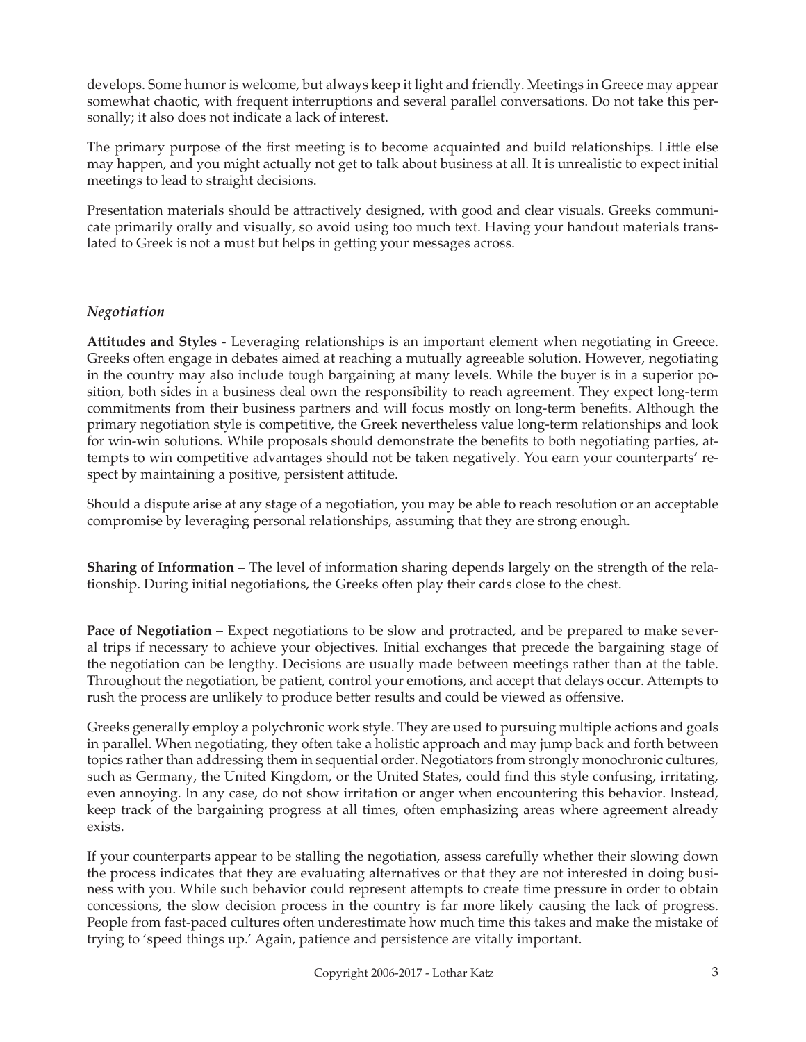develops. Some humor is welcome, but always keep it light and friendly. Meetings in Greece may appear somewhat chaotic, with frequent interruptions and several parallel conversations. Do not take this personally; it also does not indicate a lack of interest.

The primary purpose of the first meeting is to become acquainted and build relationships. Little else may happen, and you might actually not get to talk about business at all. It is unrealistic to expect initial meetings to lead to straight decisions.

Presentation materials should be attractively designed, with good and clear visuals. Greeks communicate primarily orally and visually, so avoid using too much text. Having your handout materials translated to Greek is not a must but helps in getting your messages across.

### *Negotiation*

**Attitudes and Styles -** Leveraging relationships is an important element when negotiating in Greece. Greeks often engage in debates aimed at reaching a mutually agreeable solution. However, negotiating in the country may also include tough bargaining at many levels. While the buyer is in a superior position, both sides in a business deal own the responsibility to reach agreement. They expect long-term commitments from their business partners and will focus mostly on long-term benefits. Although the primary negotiation style is competitive, the Greek nevertheless value long-term relationships and look for win-win solutions. While proposals should demonstrate the benefits to both negotiating parties, attempts to win competitive advantages should not be taken negatively. You earn your counterparts' respect by maintaining a positive, persistent attitude.

Should a dispute arise at any stage of a negotiation, you may be able to reach resolution or an acceptable compromise by leveraging personal relationships, assuming that they are strong enough.

**Sharing of Information –** The level of information sharing depends largely on the strength of the relationship. During initial negotiations, the Greeks often play their cards close to the chest.

**Pace of Negotiation –** Expect negotiations to be slow and protracted, and be prepared to make several trips if necessary to achieve your objectives. Initial exchanges that precede the bargaining stage of the negotiation can be lengthy. Decisions are usually made between meetings rather than at the table. Throughout the negotiation, be patient, control your emotions, and accept that delays occur. Attempts to rush the process are unlikely to produce better results and could be viewed as offensive.

Greeks generally employ a polychronic work style. They are used to pursuing multiple actions and goals in parallel. When negotiating, they often take a holistic approach and may jump back and forth between topics rather than addressing them in sequential order. Negotiators from strongly monochronic cultures, such as Germany, the United Kingdom, or the United States, could find this style confusing, irritating, even annoying. In any case, do not show irritation or anger when encountering this behavior. Instead, keep track of the bargaining progress at all times, often emphasizing areas where agreement already exists.

If your counterparts appear to be stalling the negotiation, assess carefully whether their slowing down the process indicates that they are evaluating alternatives or that they are not interested in doing business with you. While such behavior could represent attempts to create time pressure in order to obtain concessions, the slow decision process in the country is far more likely causing the lack of progress. People from fast-paced cultures often underestimate how much time this takes and make the mistake of trying to 'speed things up.' Again, patience and persistence are vitally important.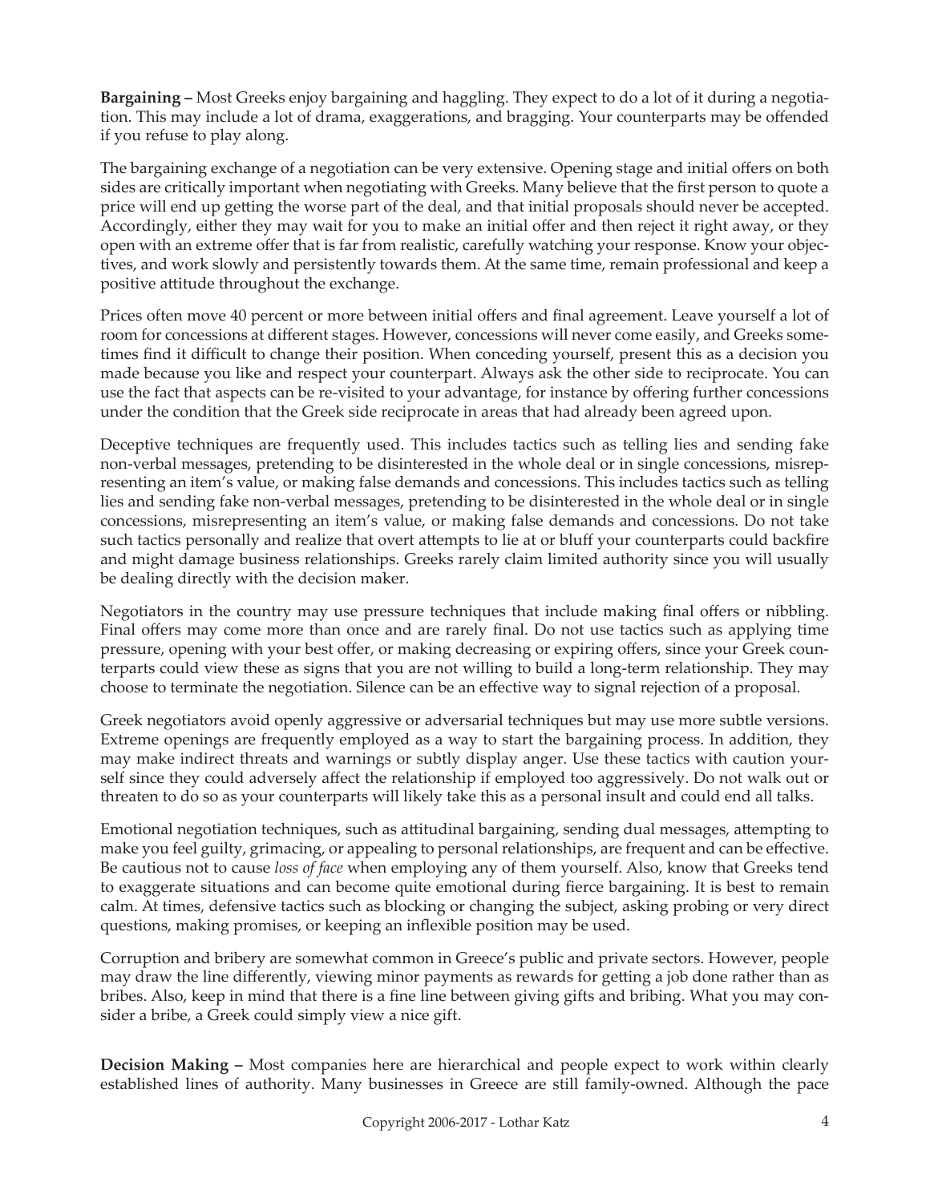**Bargaining –** Most Greeks enjoy bargaining and haggling. They expect to do a lot of it during a negotiation. This may include a lot of drama, exaggerations, and bragging. Your counterparts may be offended if you refuse to play along.

The bargaining exchange of a negotiation can be very extensive. Opening stage and initial offers on both sides are critically important when negotiating with Greeks. Many believe that the first person to quote a price will end up getting the worse part of the deal, and that initial proposals should never be accepted. Accordingly, either they may wait for you to make an initial offer and then reject it right away, or they open with an extreme offer that is far from realistic, carefully watching your response. Know your objectives, and work slowly and persistently towards them. At the same time, remain professional and keep a positive attitude throughout the exchange.

Prices often move 40 percent or more between initial offers and final agreement. Leave yourself a lot of room for concessions at different stages. However, concessions will never come easily, and Greeks sometimes find it difficult to change their position. When conceding yourself, present this as a decision you made because you like and respect your counterpart. Always ask the other side to reciprocate. You can use the fact that aspects can be re-visited to your advantage, for instance by offering further concessions under the condition that the Greek side reciprocate in areas that had already been agreed upon.

Deceptive techniques are frequently used. This includes tactics such as telling lies and sending fake non-verbal messages, pretending to be disinterested in the whole deal or in single concessions, misrepresenting an item's value, or making false demands and concessions. This includes tactics such as telling lies and sending fake non-verbal messages, pretending to be disinterested in the whole deal or in single concessions, misrepresenting an item's value, or making false demands and concessions. Do not take such tactics personally and realize that overt attempts to lie at or bluff your counterparts could backfire and might damage business relationships. Greeks rarely claim limited authority since you will usually be dealing directly with the decision maker.

Negotiators in the country may use pressure techniques that include making final offers or nibbling. Final offers may come more than once and are rarely final. Do not use tactics such as applying time pressure, opening with your best offer, or making decreasing or expiring offers, since your Greek counterparts could view these as signs that you are not willing to build a long-term relationship. They may choose to terminate the negotiation. Silence can be an effective way to signal rejection of a proposal.

Greek negotiators avoid openly aggressive or adversarial techniques but may use more subtle versions. Extreme openings are frequently employed as a way to start the bargaining process. In addition, they may make indirect threats and warnings or subtly display anger. Use these tactics with caution yourself since they could adversely affect the relationship if employed too aggressively. Do not walk out or threaten to do so as your counterparts will likely take this as a personal insult and could end all talks.

Emotional negotiation techniques, such as attitudinal bargaining, sending dual messages, attempting to make you feel guilty, grimacing, or appealing to personal relationships, are frequent and can be effective. Be cautious not to cause *loss of face* when employing any of them yourself. Also, know that Greeks tend to exaggerate situations and can become quite emotional during fierce bargaining. It is best to remain calm. At times, defensive tactics such as blocking or changing the subject, asking probing or very direct questions, making promises, or keeping an inflexible position may be used.

Corruption and bribery are somewhat common in Greece's public and private sectors. However, people may draw the line differently, viewing minor payments as rewards for getting a job done rather than as bribes. Also, keep in mind that there is a fine line between giving gifts and bribing. What you may consider a bribe, a Greek could simply view a nice gift.

**Decision Making –** Most companies here are hierarchical and people expect to work within clearly established lines of authority. Many businesses in Greece are still family-owned. Although the pace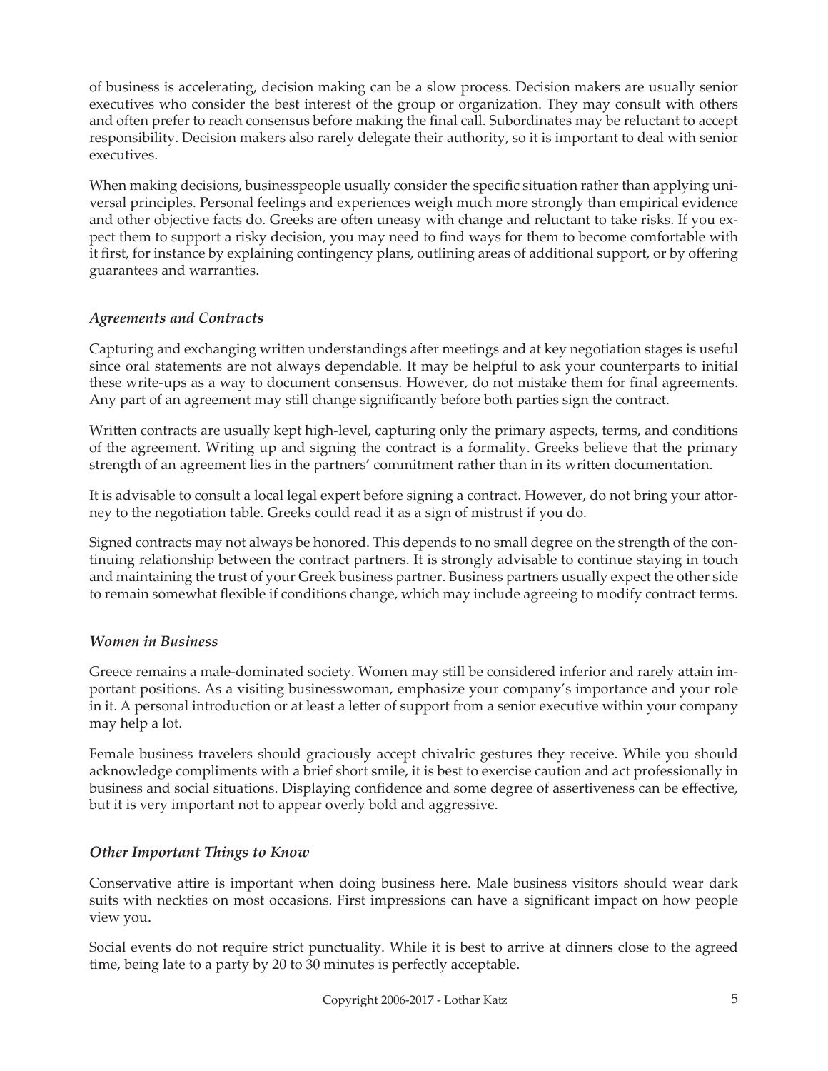of business is accelerating, decision making can be a slow process. Decision makers are usually senior executives who consider the best interest of the group or organization. They may consult with others and often prefer to reach consensus before making the final call. Subordinates may be reluctant to accept responsibility. Decision makers also rarely delegate their authority, so it is important to deal with senior executives.

When making decisions, businesspeople usually consider the specific situation rather than applying universal principles. Personal feelings and experiences weigh much more strongly than empirical evidence and other objective facts do. Greeks are often uneasy with change and reluctant to take risks. If you expect them to support a risky decision, you may need to find ways for them to become comfortable with it first, for instance by explaining contingency plans, outlining areas of additional support, or by offering guarantees and warranties.

### *Agreements and Contracts*

Capturing and exchanging written understandings after meetings and at key negotiation stages is useful since oral statements are not always dependable. It may be helpful to ask your counterparts to initial these write-ups as a way to document consensus. However, do not mistake them for final agreements. Any part of an agreement may still change significantly before both parties sign the contract.

Written contracts are usually kept high-level, capturing only the primary aspects, terms, and conditions of the agreement. Writing up and signing the contract is a formality. Greeks believe that the primary strength of an agreement lies in the partners' commitment rather than in its written documentation.

It is advisable to consult a local legal expert before signing a contract. However, do not bring your attorney to the negotiation table. Greeks could read it as a sign of mistrust if you do.

Signed contracts may not always be honored. This depends to no small degree on the strength of the continuing relationship between the contract partners. It is strongly advisable to continue staying in touch and maintaining the trust of your Greek business partner. Business partners usually expect the other side to remain somewhat flexible if conditions change, which may include agreeing to modify contract terms.

### *Women in Business*

Greece remains a male-dominated society. Women may still be considered inferior and rarely attain important positions. As a visiting businesswoman, emphasize your company's importance and your role in it. A personal introduction or at least a letter of support from a senior executive within your company may help a lot.

Female business travelers should graciously accept chivalric gestures they receive. While you should acknowledge compliments with a brief short smile, it is best to exercise caution and act professionally in business and social situations. Displaying confidence and some degree of assertiveness can be effective, but it is very important not to appear overly bold and aggressive.

### *Other Important Things to Know*

Conservative attire is important when doing business here. Male business visitors should wear dark suits with neckties on most occasions. First impressions can have a significant impact on how people view you.

Social events do not require strict punctuality. While it is best to arrive at dinners close to the agreed time, being late to a party by 20 to 30 minutes is perfectly acceptable.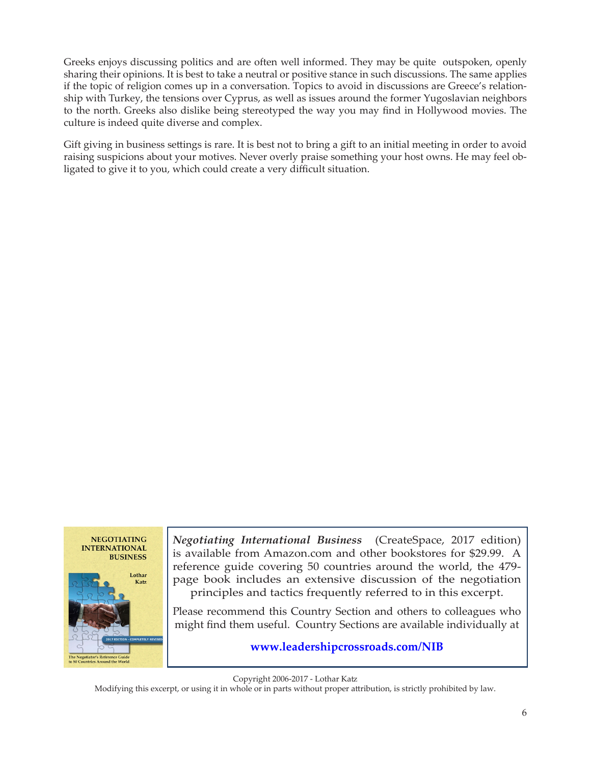Greeks enjoys discussing politics and are often well informed. They may be quite outspoken, openly sharing their opinions. It is best to take a neutral or positive stance in such discussions. The same applies if the topic of religion comes up in a conversation. Topics to avoid in discussions are Greece's relationship with Turkey, the tensions over Cyprus, as well as issues around the former Yugoslavian neighbors to the north. Greeks also dislike being stereotyped the way you may find in Hollywood movies. The culture is indeed quite diverse and complex.

Gift giving in business settings is rare. It is best not to bring a gift to an initial meeting in order to avoid raising suspicions about your motives. Never overly praise something your host owns. He may feel obligated to give it to you, which could create a very difficult situation.

NEGOTIATING INTERNATIONAL BUSINESS

Lothar Katz

2017 EDITION - COMPLETELY REVISED

The Negotiator's Reference Guide to 50 Countries Around the World

***Negotiating International Business*** (CreateSpace, 2017 edition) is available from Amazon.com and other bookstores for $29.99. A reference guide covering 50 countries around the world, the 479-page book includes an extensive discussion of the negotiation principles and tactics frequently referred to in this excerpt.

Please recommend this Country Section and others to colleagues who might find them useful. Country Sections are available individually at

**www.leadershipcrossroads.com/NIB**

Copyright 2006-2017 - Lothar Katz

Modifying this excerpt, or using it in whole or in parts without proper attribution, is strictly prohibited by law.